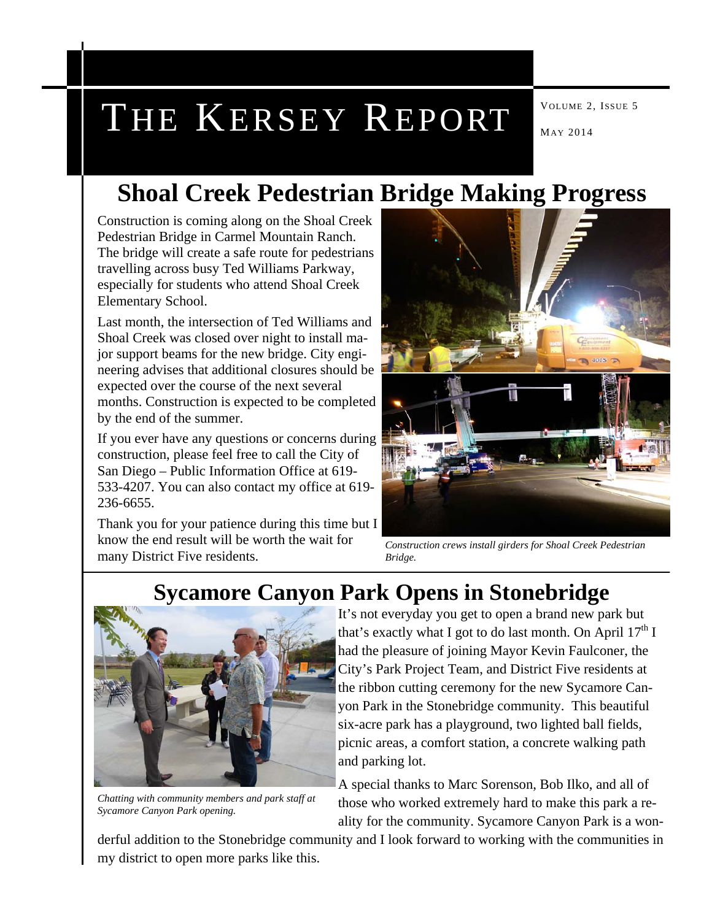# THE KERSEY REPORT

VOLUME 2, ISSUE 5

MAY 2014

## Shoal Creek Pedestrian Bridge Making Progress

Construction is coming along on the Shoal Creek Pedestrian Bridge in Carmel Mountain Ranch. The bridge will create a safe route for pedestrians travelling across busy Ted Williams Parkway, especially for students who attend Shoal Creek Elementary School.

Last month, the intersection of Ted Williams and Shoal Creek was closed over night to install major support beams for the new bridge. City engineering advises that additional closures should be expected over the course of the next several months. Construction is expected to be completed by the end of the summer.

If you ever have any questions or concerns during construction, please feel free to call the City of San Diego – Public Information Office at 619-533-4207. You can also contact my office at 619-236-6655.

Thank you for your patience during this time but I know the end result will be worth the wait for many District Five residents.

*Construction crews install girders for Shoal Creek Pedestrian Bridge.*

## Sycamore Canyon Park Opens in Stonebridge

*Chatting with community members and park staff at Sycamore Canyon Park opening.*

It's not everyday you get to open a brand new park but that's exactly what I got to do last month. On April 17th I had the pleasure of joining Mayor Kevin Faulconer, the City's Park Project Team, and District Five residents at the ribbon cutting ceremony for the new Sycamore Canyon Park in the Stonebridge community. This beautiful six-acre park has a playground, two lighted ball fields, picnic areas, a comfort station, a concrete walking path and parking lot.

A special thanks to Marc Sorenson, Bob Ilko, and all of those who worked extremely hard to make this park a reality for the community. Sycamore Canyon Park is a wonderful addition to the Stonebridge community and I look forward to working with the communities in my district to open more parks like this.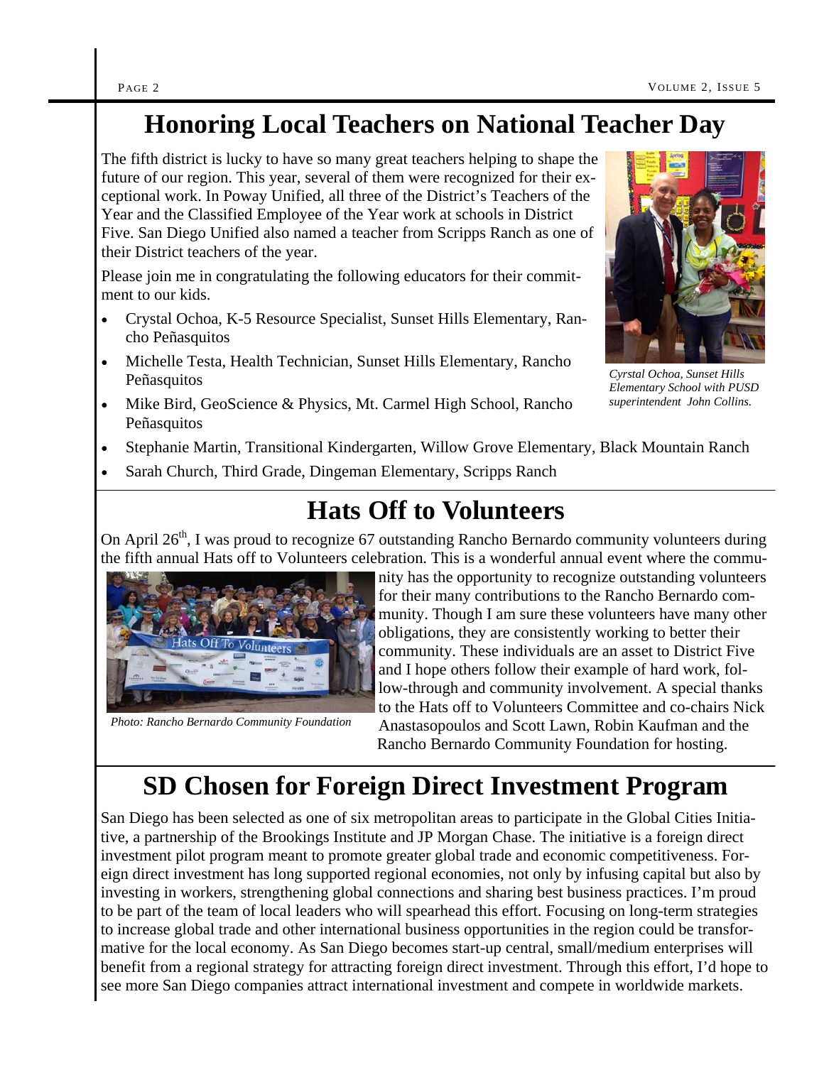## Honoring Local Teachers on National Teacher Day

The fifth district is lucky to have so many great teachers helping to shape the future of our region. This year, several of them were recognized for their exceptional work. In Poway Unified, all three of the District's Teachers of the Year and the Classified Employee of the Year work at schools in District Five. San Diego Unified also named a teacher from Scripps Ranch as one of their District teachers of the year.

Please join me in congratulating the following educators for their commitment to our kids.

- Crystal Ochoa, K-5 Resource Specialist, Sunset Hills Elementary, Rancho Peñasquitos
- Michelle Testa, Health Technician, Sunset Hills Elementary, Rancho Peñasquitos
- Mike Bird, GeoScience & Physics, Mt. Carmel High School, Rancho Peñasquitos
- Stephanie Martin, Transitional Kindergarten, Willow Grove Elementary, Black Mountain Ranch
- Sarah Church, Third Grade, Dingeman Elementary, Scripps Ranch

*Cyrstal Ochoa, Sunset Hills Elementary School with PUSD superintendent John Collins.*

## Hats Off to Volunteers

On April 26th, I was proud to recognize 67 outstanding Rancho Bernardo community volunteers during the fifth annual Hats off to Volunteers celebration. This is a wonderful annual event where the community has the opportunity to recognize outstanding volunteers for their many contributions to the Rancho Bernardo community. Though I am sure these volunteers have many other obligations, they are consistently working to better their community. These individuals are an asset to District Five and I hope others follow their example of hard work, follow-through and community involvement. A special thanks to the Hats off to Volunteers Committee and co-chairs Nick Anastasopoulos and Scott Lawn, Robin Kaufman and the Rancho Bernardo Community Foundation for hosting.

*Photo: Rancho Bernardo Community Foundation*

## SD Chosen for Foreign Direct Investment Program

San Diego has been selected as one of six metropolitan areas to participate in the Global Cities Initiative, a partnership of the Brookings Institute and JP Morgan Chase. The initiative is a foreign direct investment pilot program meant to promote greater global trade and economic competitiveness. Foreign direct investment has long supported regional economies, not only by infusing capital but also by investing in workers, strengthening global connections and sharing best business practices. I'm proud to be part of the team of local leaders who will spearhead this effort. Focusing on long-term strategies to increase global trade and other international business opportunities in the region could be transformative for the local economy. As San Diego becomes start-up central, small/medium enterprises will benefit from a regional strategy for attracting foreign direct investment. Through this effort, I'd hope to see more San Diego companies attract international investment and compete in worldwide markets.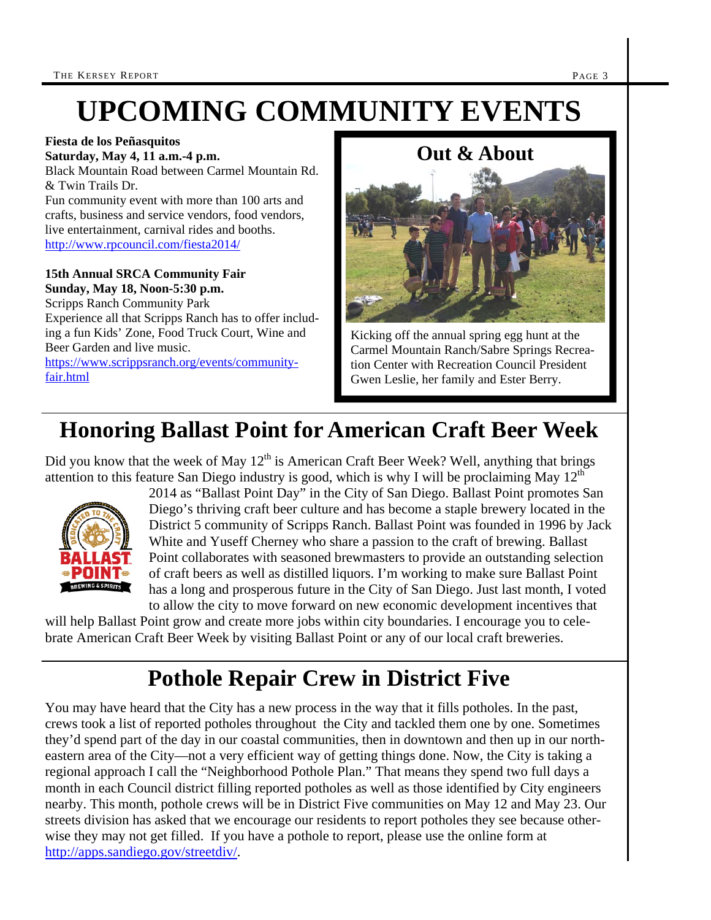# UPCOMING COMMUNITY EVENTS

**Fiesta de los Peñasquitos**
**Saturday, May 4, 11 a.m.-4 p.m.**
Black Mountain Road between Carmel Mountain Rd. & Twin Trails Dr.
Fun community event with more than 100 arts and crafts, business and service vendors, food vendors, live entertainment, carnival rides and booths.
http://www.rpcouncil.com/fiesta2014/

**15th Annual SRCA Community Fair**
**Sunday, May 18, Noon-5:30 p.m.**
Scripps Ranch Community Park
Experience all that Scripps Ranch has to offer including a fun Kids' Zone, Food Truck Court, Wine and Beer Garden and live music.
https://www.scrippsranch.org/events/community-fair.html

### Out & About

Kicking off the annual spring egg hunt at the Carmel Mountain Ranch/Sabre Springs Recreation Center with Recreation Council President Gwen Leslie, her family and Ester Berry.

## Honoring Ballast Point for American Craft Beer Week

Did you know that the week of May 12th is American Craft Beer Week? Well, anything that brings attention to this feature San Diego industry is good, which is why I will be proclaiming May 12th 2014 as "Ballast Point Day" in the City of San Diego. Ballast Point promotes San Diego's thriving craft beer culture and has become a staple brewery located in the District 5 community of Scripps Ranch. Ballast Point was founded in 1996 by Jack White and Yuseff Cherney who share a passion to the craft of brewing. Ballast Point collaborates with seasoned brewmasters to provide an outstanding selection of craft beers as well as distilled liquors. I'm working to make sure Ballast Point has a long and prosperous future in the City of San Diego. Just last month, I voted to allow the city to move forward on new economic development incentives that will help Ballast Point grow and create more jobs within city boundaries. I encourage you to celebrate American Craft Beer Week by visiting Ballast Point or any of our local craft breweries.

## Pothole Repair Crew in District Five

You may have heard that the City has a new process in the way that it fills potholes. In the past, crews took a list of reported potholes throughout the City and tackled them one by one. Sometimes they'd spend part of the day in our coastal communities, then in downtown and then up in our northeastern area of the City—not a very efficient way of getting things done. Now, the City is taking a regional approach I call the "Neighborhood Pothole Plan." That means they spend two full days a month in each Council district filling reported potholes as well as those identified by City engineers nearby. This month, pothole crews will be in District Five communities on May 12 and May 23. Our streets division has asked that we encourage our residents to report potholes they see because otherwise they may not get filled. If you have a pothole to report, please use the online form at http://apps.sandiego.gov/streetdiv/.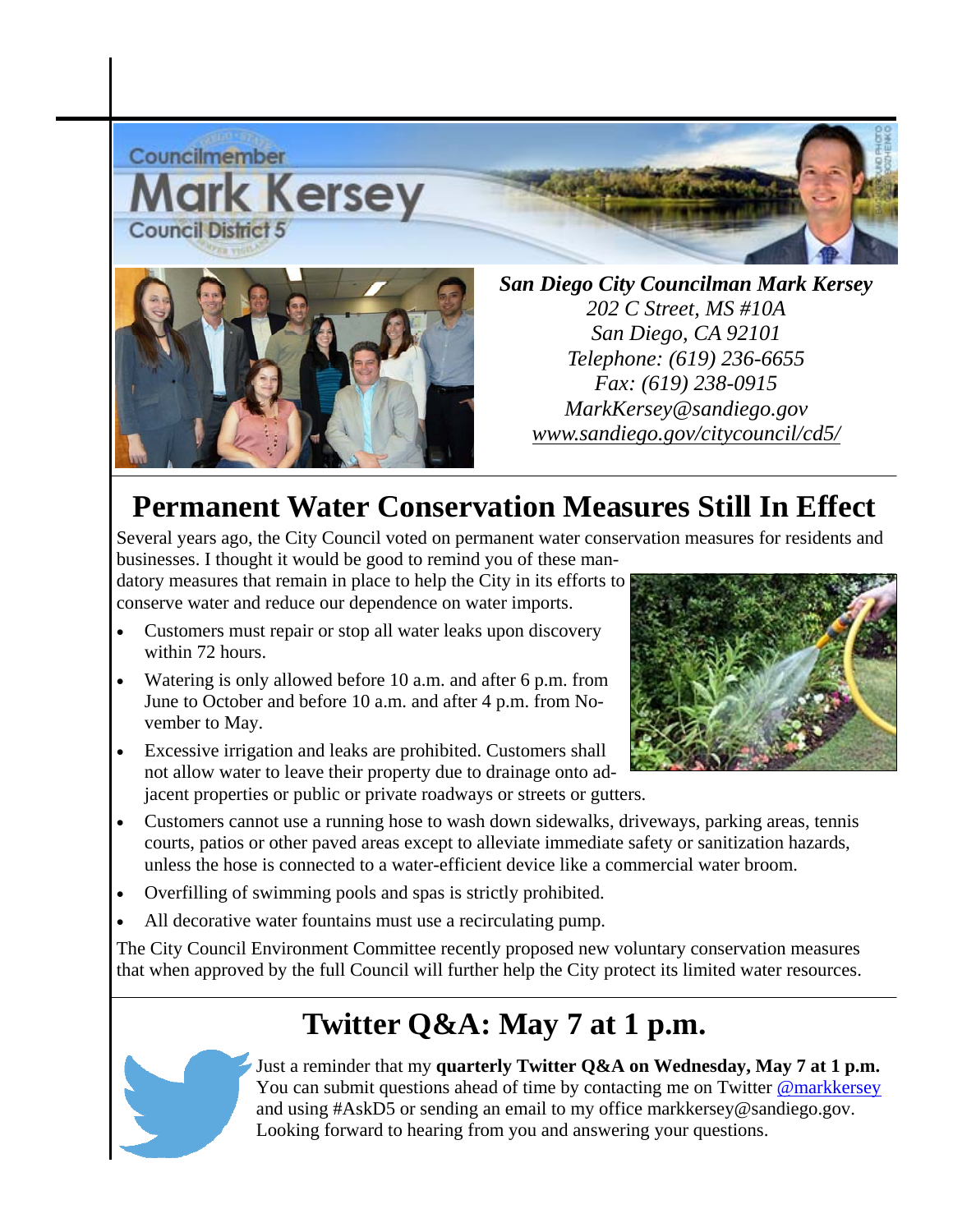Councilmember
Mark Kersey
Council District 5

*San Diego City Councilman Mark Kersey*
*202 C Street, MS #10A*
*San Diego, CA 92101*
*Telephone: (619) 236-6655*
*Fax: (619) 238-0915*
*MarkKersey@sandiego.gov*
*www.sandiego.gov/citycouncil/cd5/*

## Permanent Water Conservation Measures Still In Effect

Several years ago, the City Council voted on permanent water conservation measures for residents and businesses. I thought it would be good to remind you of these mandatory measures that remain in place to help the City in its efforts to conserve water and reduce our dependence on water imports.

- Customers must repair or stop all water leaks upon discovery within 72 hours.
- Watering is only allowed before 10 a.m. and after 6 p.m. from June to October and before 10 a.m. and after 4 p.m. from November to May.
- Excessive irrigation and leaks are prohibited. Customers shall not allow water to leave their property due to drainage onto adjacent properties or public or private roadways or streets or gutters.
- Customers cannot use a running hose to wash down sidewalks, driveways, parking areas, tennis courts, patios or other paved areas except to alleviate immediate safety or sanitization hazards, unless the hose is connected to a water-efficient device like a commercial water broom.
- Overfilling of swimming pools and spas is strictly prohibited.
- All decorative water fountains must use a recirculating pump.

The City Council Environment Committee recently proposed new voluntary conservation measures that when approved by the full Council will further help the City protect its limited water resources.

## Twitter Q&A: May 7 at 1 p.m.

Just a reminder that my **quarterly Twitter Q&A on Wednesday, May 7 at 1 p.m.** You can submit questions ahead of time by contacting me on Twitter @markkersey and using #AskD5 or sending an email to my office markkersey@sandiego.gov. Looking forward to hearing from you and answering your questions.